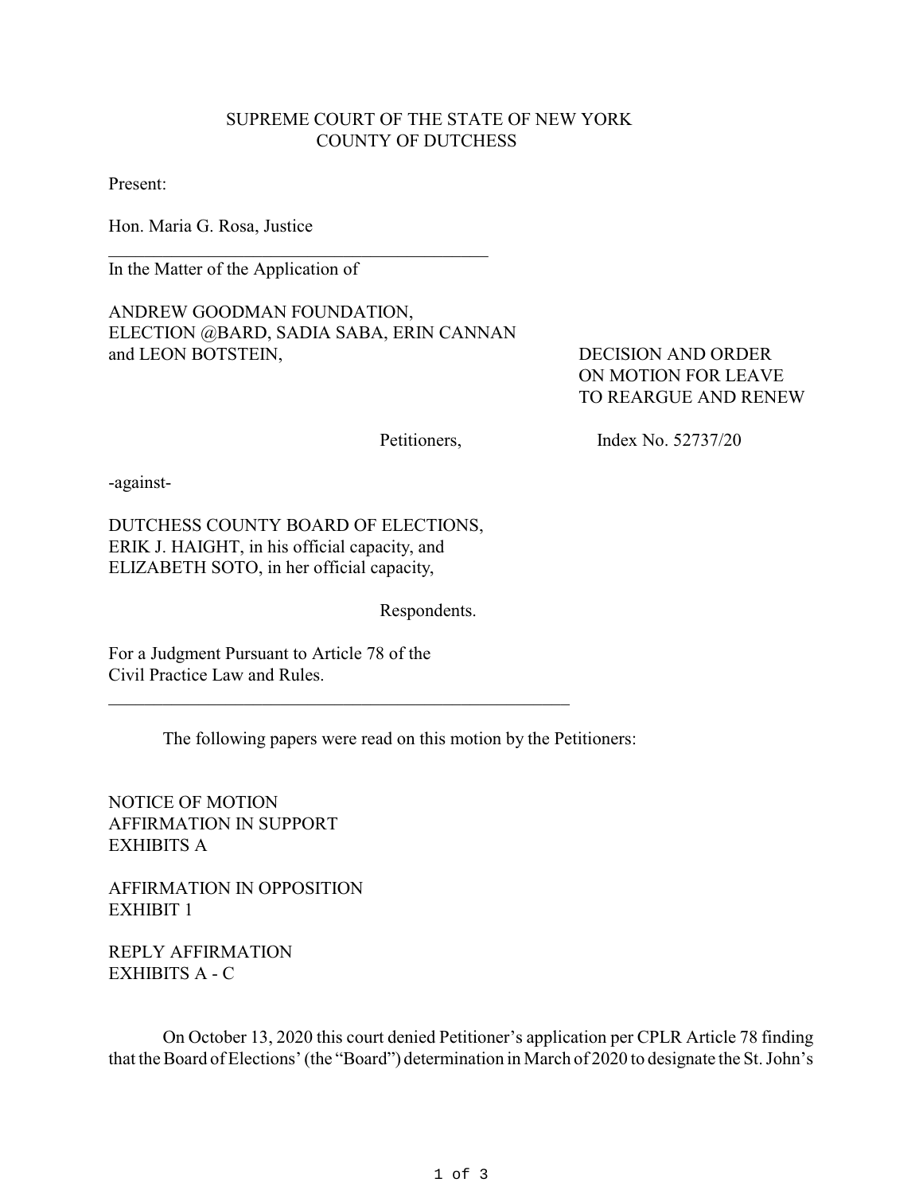SUPREME COURT OF THE STATE OF NEW YORK
COUNTY OF DUTCHESS

Present:

Hon. Maria G. Rosa, Justice

---

In the Matter of the Application of

ANDREW GOODMAN FOUNDATION,
ELECTION @BARD, SADIA SABA, ERIN CANNAN
and LEON BOTSTEIN,

DECISION AND ORDER
ON MOTION FOR LEAVE
TO REARGUE AND RENEW

Petitioners, Index No. 52737/20

-against-

DUTCHESS COUNTY BOARD OF ELECTIONS,
ERIK J. HAIGHT, in his official capacity, and
ELIZABETH SOTO, in her official capacity,

Respondents.

For a Judgment Pursuant to Article 78 of the
Civil Practice Law and Rules.

---

The following papers were read on this motion by the Petitioners:

NOTICE OF MOTION
AFFIRMATION IN SUPPORT
EXHIBITS A

AFFIRMATION IN OPPOSITION
EXHIBIT 1

REPLY AFFIRMATION
EXHIBITS A - C

On October 13, 2020 this court denied Petitioner's application per CPLR Article 78 finding that the Board of Elections' (the "Board") determination in March of 2020 to designate the St. John's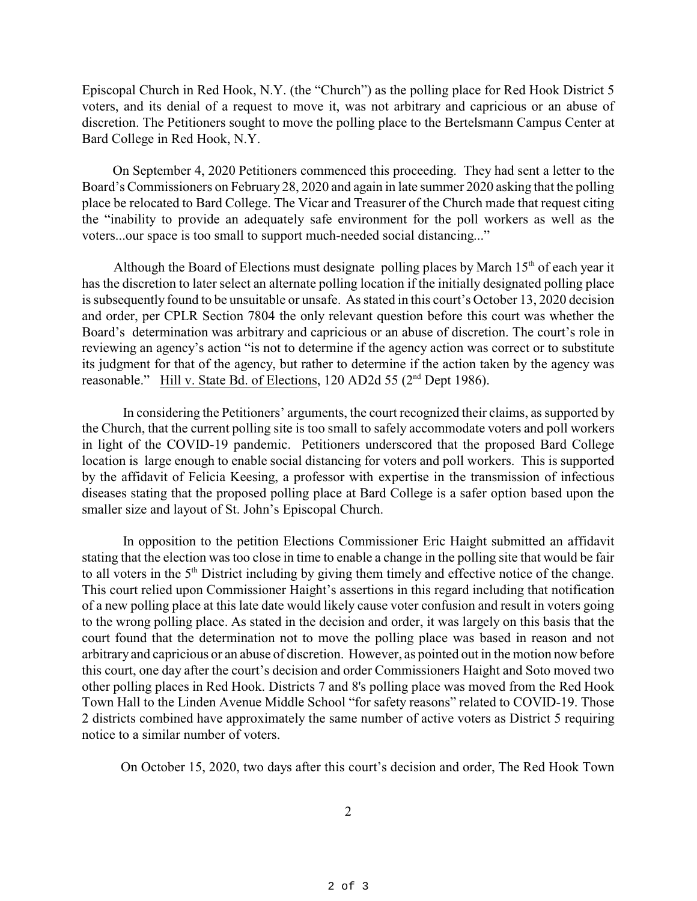Episcopal Church in Red Hook, N.Y. (the "Church") as the polling place for Red Hook District 5 voters, and its denial of a request to move it, was not arbitrary and capricious or an abuse of discretion. The Petitioners sought to move the polling place to the Bertelsmann Campus Center at Bard College in Red Hook, N.Y.

On September 4, 2020 Petitioners commenced this proceeding. They had sent a letter to the Board's Commissioners on February 28, 2020 and again in late summer 2020 asking that the polling place be relocated to Bard College. The Vicar and Treasurer of the Church made that request citing the "inability to provide an adequately safe environment for the poll workers as well as the voters...our space is too small to support much-needed social distancing..."

Although the Board of Elections must designate polling places by March 15th of each year it has the discretion to later select an alternate polling location if the initially designated polling place is subsequently found to be unsuitable or unsafe. As stated in this court's October 13, 2020 decision and order, per CPLR Section 7804 the only relevant question before this court was whether the Board's determination was arbitrary and capricious or an abuse of discretion. The court's role in reviewing an agency's action "is not to determine if the agency action was correct or to substitute its judgment for that of the agency, but rather to determine if the action taken by the agency was reasonable." Hill v. State Bd. of Elections, 120 AD2d 55 (2nd Dept 1986).

In considering the Petitioners' arguments, the court recognized their claims, as supported by the Church, that the current polling site is too small to safely accommodate voters and poll workers in light of the COVID-19 pandemic. Petitioners underscored that the proposed Bard College location is large enough to enable social distancing for voters and poll workers. This is supported by the affidavit of Felicia Keesing, a professor with expertise in the transmission of infectious diseases stating that the proposed polling place at Bard College is a safer option based upon the smaller size and layout of St. John's Episcopal Church.

In opposition to the petition Elections Commissioner Eric Haight submitted an affidavit stating that the election was too close in time to enable a change in the polling site that would be fair to all voters in the 5th District including by giving them timely and effective notice of the change. This court relied upon Commissioner Haight's assertions in this regard including that notification of a new polling place at this late date would likely cause voter confusion and result in voters going to the wrong polling place. As stated in the decision and order, it was largely on this basis that the court found that the determination not to move the polling place was based in reason and not arbitrary and capricious or an abuse of discretion. However, as pointed out in the motion now before this court, one day after the court's decision and order Commissioners Haight and Soto moved two other polling places in Red Hook. Districts 7 and 8's polling place was moved from the Red Hook Town Hall to the Linden Avenue Middle School "for safety reasons" related to COVID-19. Those 2 districts combined have approximately the same number of active voters as District 5 requiring notice to a similar number of voters.

On October 15, 2020, two days after this court's decision and order, The Red Hook Town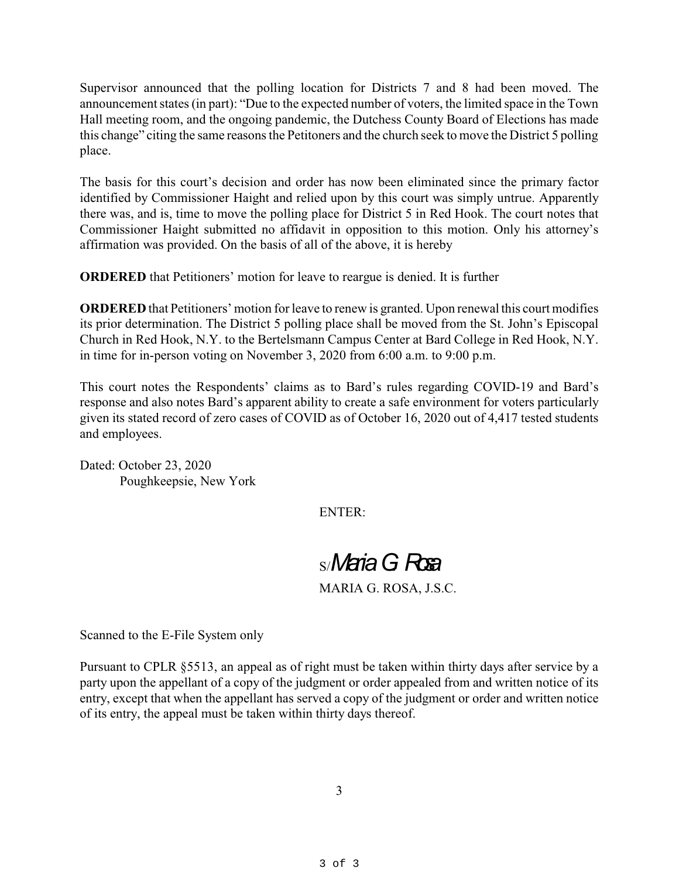Supervisor announced that the polling location for Districts 7 and 8 had been moved. The announcement states (in part): "Due to the expected number of voters, the limited space in the Town Hall meeting room, and the ongoing pandemic, the Dutchess County Board of Elections has made this change" citing the same reasons the Petitioners and the church seek to move the District 5 polling place.

The basis for this court's decision and order has now been eliminated since the primary factor identified by Commissioner Haight and relied upon by this court was simply untrue. Apparently there was, and is, time to move the polling place for District 5 in Red Hook. The court notes that Commissioner Haight submitted no affidavit in opposition to this motion. Only his attorney's affirmation was provided. On the basis of all of the above, it is hereby

**ORDERED** that Petitioners' motion for leave to reargue is denied. It is further

**ORDERED** that Petitioners' motion for leave to renew is granted. Upon renewal this court modifies its prior determination. The District 5 polling place shall be moved from the St. John's Episcopal Church in Red Hook, N.Y. to the Bertelsmann Campus Center at Bard College in Red Hook, N.Y. in time for in-person voting on November 3, 2020 from 6:00 a.m. to 9:00 p.m.

This court notes the Respondents' claims as to Bard's rules regarding COVID-19 and Bard's response and also notes Bard's apparent ability to create a safe environment for voters particularly given its stated record of zero cases of COVID as of October 16, 2020 out of 4,417 tested students and employees.

Dated: October 23, 2020
Poughkeepsie, New York

ENTER:

S/*Maria G Rosa*

MARIA G. ROSA, J.S.C.

Scanned to the E-File System only

Pursuant to CPLR §5513, an appeal as of right must be taken within thirty days after service by a party upon the appellant of a copy of the judgment or order appealed from and written notice of its entry, except that when the appellant has served a copy of the judgment or order and written notice of its entry, the appeal must be taken within thirty days thereof.